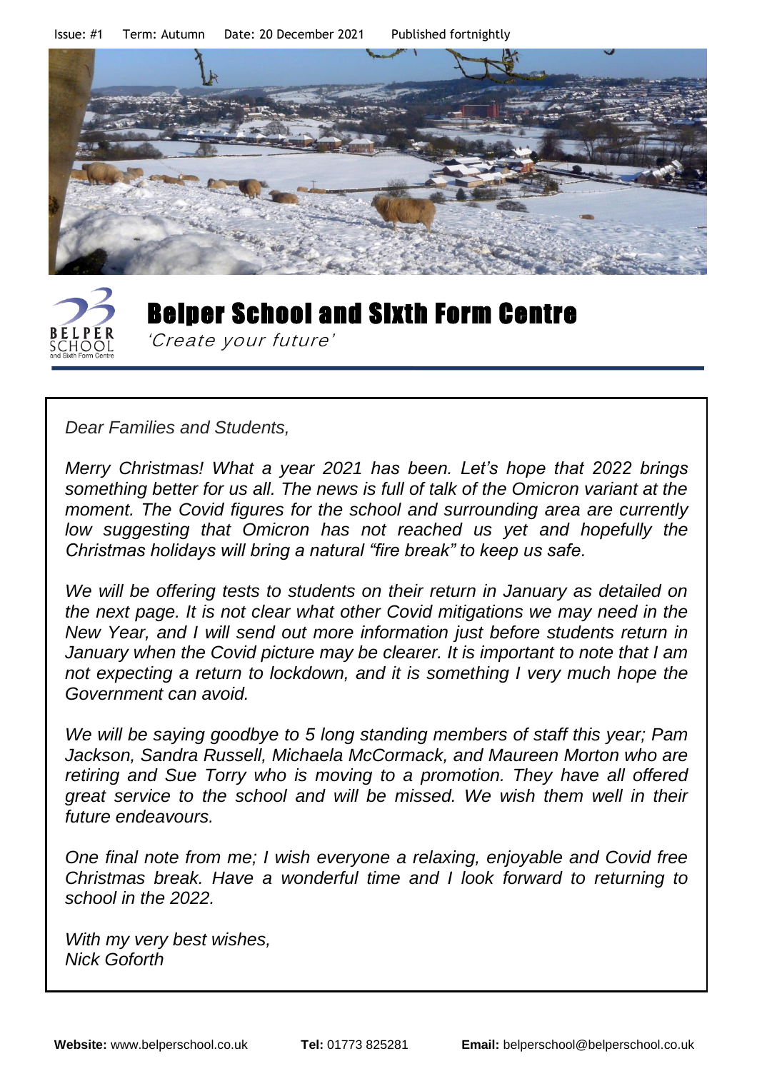Issue: #1 Term: Autumn Date: 20 December 2021 Published fortnightly

# Belper School and Sixth Form Centre

*'Create your future'*

*Dear Families and Students,*

*Merry Christmas! What a year 2021 has been. Let's hope that 2022 brings something better for us all. The news is full of talk of the Omicron variant at the moment. The Covid figures for the school and surrounding area are currently low suggesting that Omicron has not reached us yet and hopefully the Christmas holidays will bring a natural "fire break" to keep us safe.*

*We will be offering tests to students on their return in January as detailed on the next page. It is not clear what other Covid mitigations we may need in the New Year, and I will send out more information just before students return in January when the Covid picture may be clearer. It is important to note that I am not expecting a return to lockdown, and it is something I very much hope the Government can avoid.*

*We will be saying goodbye to 5 long standing members of staff this year; Pam Jackson, Sandra Russell, Michaela McCormack, and Maureen Morton who are retiring and Sue Torry who is moving to a promotion. They have all offered great service to the school and will be missed. We wish them well in their future endeavours.*

*One final note from me; I wish everyone a relaxing, enjoyable and Covid free Christmas break. Have a wonderful time and I look forward to returning to school in the 2022.*

*With my very best wishes,*
*Nick Goforth*

**Website:** www.belperschool.co.uk **Tel:** 01773 825281 **Email:** belperschool@belperschool.co.uk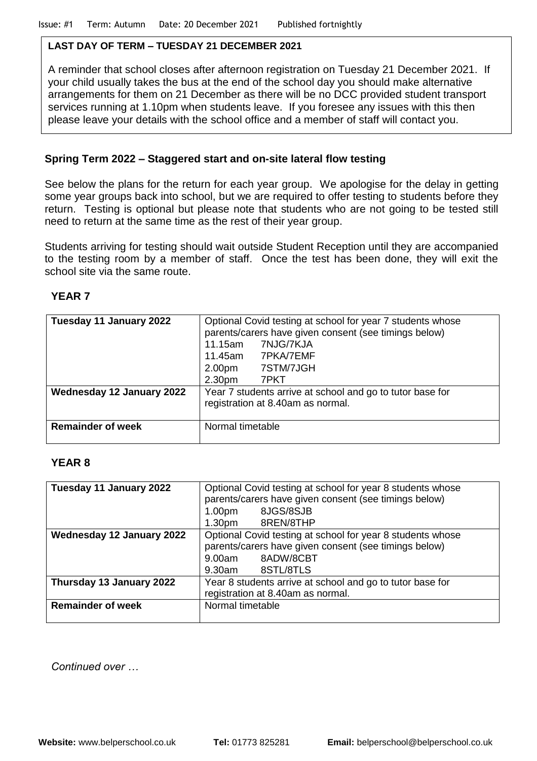Issue: #1 Term: Autumn Date: 20 December 2021 Published fortnightly

**LAST DAY OF TERM – TUESDAY 21 DECEMBER 2021**

A reminder that school closes after afternoon registration on Tuesday 21 December 2021. If your child usually takes the bus at the end of the school day you should make alternative arrangements for them on 21 December as there will be no DCC provided student transport services running at 1.10pm when students leave. If you foresee any issues with this then please leave your details with the school office and a member of staff will contact you.

## Spring Term 2022 – Staggered start and on-site lateral flow testing

See below the plans for the return for each year group. We apologise for the delay in getting some year groups back into school, but we are required to offer testing to students before they return. Testing is optional but please note that students who are not going to be tested still need to return at the same time as the rest of their year group.

Students arriving for testing should wait outside Student Reception until they are accompanied to the testing room by a member of staff. Once the test has been done, they will exit the school site via the same route.

### YEAR 7

| | |
|---|---|
| **Tuesday 11 January 2022** | Optional Covid testing at school for year 7 students whose parents/carers have given consent (see timings below)<br>11.15am 7NJG/7KJA<br>11.45am 7PKA/7EMF<br>2.00pm 7STM/7JGH<br>2.30pm 7PKT |
| **Wednesday 12 January 2022** | Year 7 students arrive at school and go to tutor base for registration at 8.40am as normal. |
| **Remainder of week** | Normal timetable |

### YEAR 8

| | |
|---|---|
| **Tuesday 11 January 2022** | Optional Covid testing at school for year 8 students whose parents/carers have given consent (see timings below)<br>1.00pm 8JGS/8SJB<br>1.30pm 8REN/8THP |
| **Wednesday 12 January 2022** | Optional Covid testing at school for year 8 students whose parents/carers have given consent (see timings below)<br>9.00am 8ADW/8CBT<br>9.30am 8STL/8TLS |
| **Thursday 13 January 2022** | Year 8 students arrive at school and go to tutor base for registration at 8.40am as normal. |
| **Remainder of week** | Normal timetable |

*Continued over …*

**Website:** www.belperschool.co.uk **Tel:** 01773 825281 **Email:** belperschool@belperschool.co.uk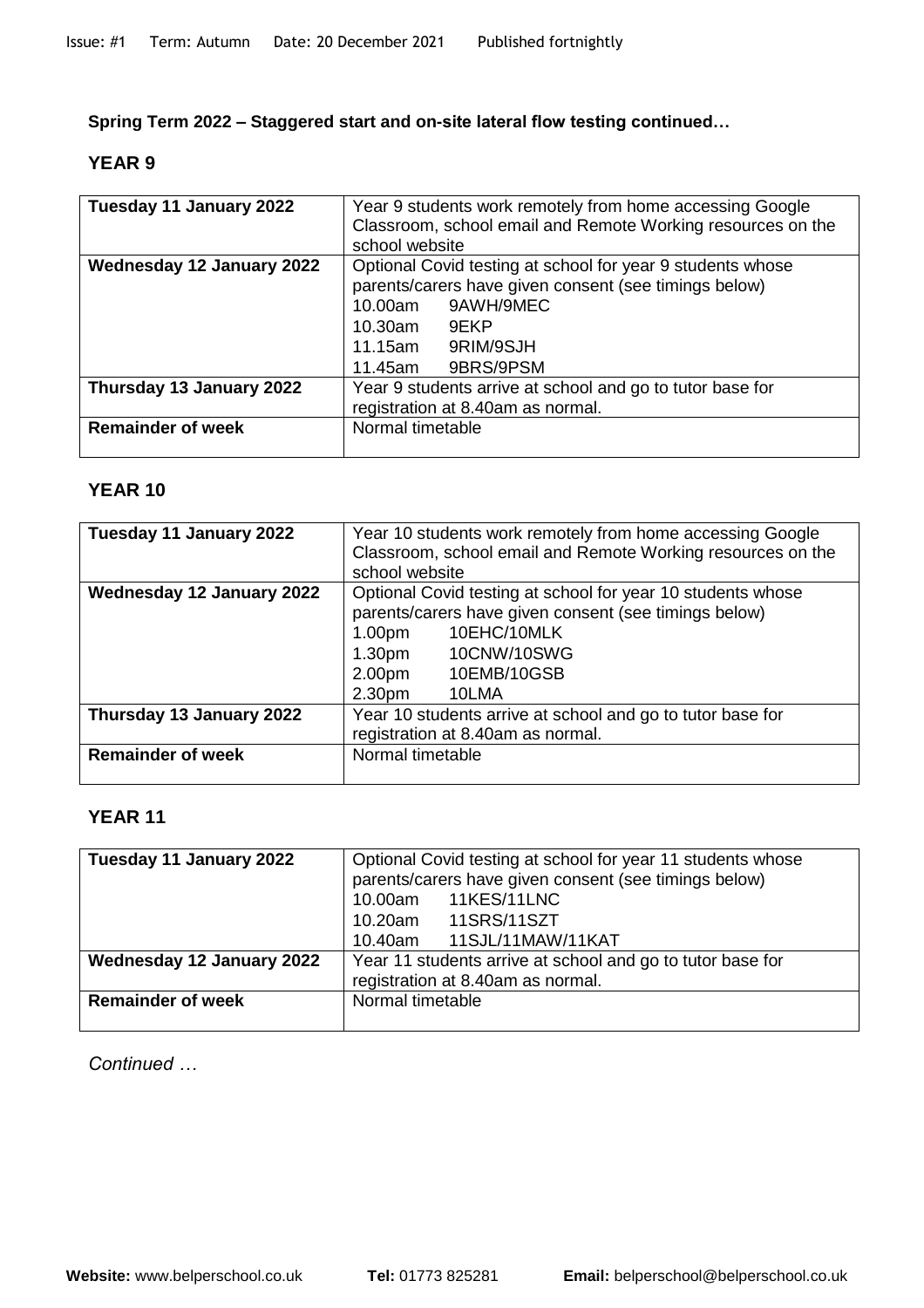**Spring Term 2022 – Staggered start and on-site lateral flow testing continued…**

## YEAR 9

| Tuesday 11 January 2022 | Year 9 students work remotely from home accessing Google Classroom, school email and Remote Working resources on the school website |
|---|---|
| **Wednesday 12 January 2022** | Optional Covid testing at school for year 9 students whose parents/carers have given consent (see timings below)<br>10.00am 9AWH/9MEC<br>10.30am 9EKP<br>11.15am 9RIM/9SJH<br>11.45am 9BRS/9PSM |
| **Thursday 13 January 2022** | Year 9 students arrive at school and go to tutor base for registration at 8.40am as normal. |
| **Remainder of week** | Normal timetable |

## YEAR 10

| Tuesday 11 January 2022 | Year 10 students work remotely from home accessing Google Classroom, school email and Remote Working resources on the school website |
|---|---|
| **Wednesday 12 January 2022** | Optional Covid testing at school for year 10 students whose parents/carers have given consent (see timings below)<br>1.00pm 10EHC/10MLK<br>1.30pm 10CNW/10SWG<br>2.00pm 10EMB/10GSB<br>2.30pm 10LMA |
| **Thursday 13 January 2022** | Year 10 students arrive at school and go to tutor base for registration at 8.40am as normal. |
| **Remainder of week** | Normal timetable |

## YEAR 11

| Tuesday 11 January 2022 | Optional Covid testing at school for year 11 students whose parents/carers have given consent (see timings below)<br>10.00am 11KES/11LNC<br>10.20am 11SRS/11SZT<br>10.40am 11SJL/11MAW/11KAT |
|---|---|
| **Wednesday 12 January 2022** | Year 11 students arrive at school and go to tutor base for registration at 8.40am as normal. |
| **Remainder of week** | Normal timetable |

*Continued …*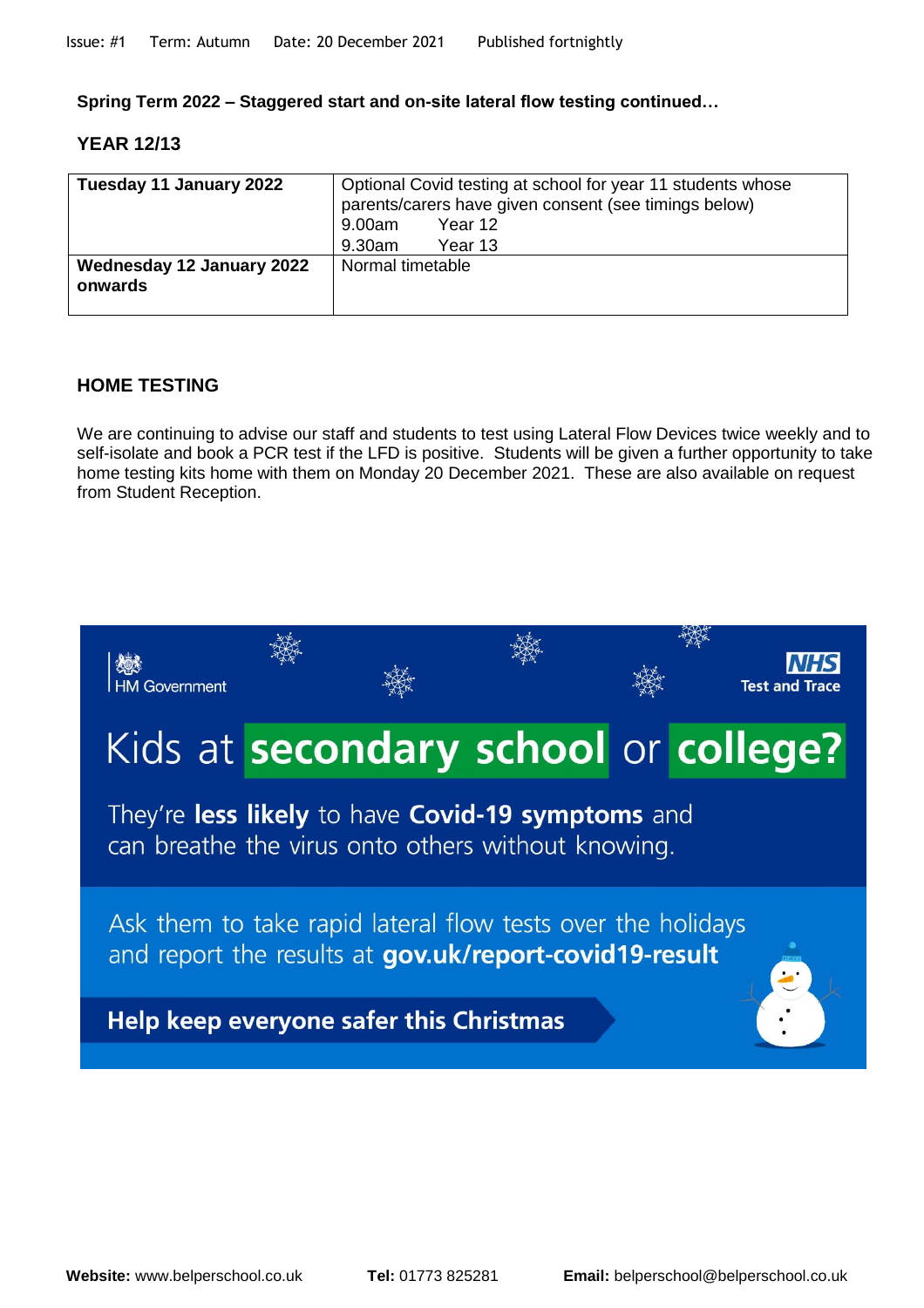**Spring Term 2022 – Staggered start and on-site lateral flow testing continued…**

**YEAR 12/13**

| | |
|---|---|
| **Tuesday 11 January 2022** | Optional Covid testing at school for year 11 students whose parents/carers have given consent (see timings below)<br>9.00am Year 12<br>9.30am Year 13 |
| **Wednesday 12 January 2022 onwards** | Normal timetable |

**HOME TESTING**

We are continuing to advise our staff and students to test using Lateral Flow Devices twice weekly and to self-isolate and book a PCR test if the LFD is positive. Students will be given a further opportunity to take home testing kits home with them on Monday 20 December 2021. These are also available on request from Student Reception.

HM Government

NHS Test and Trace

# Kids at **secondary school** or **college?**

They're **less likely** to have **Covid-19 symptoms** and can breathe the virus onto others without knowing.

Ask them to take rapid lateral flow tests over the holidays and report the results at **gov.uk/report-covid19-result**

**Help keep everyone safer this Christmas**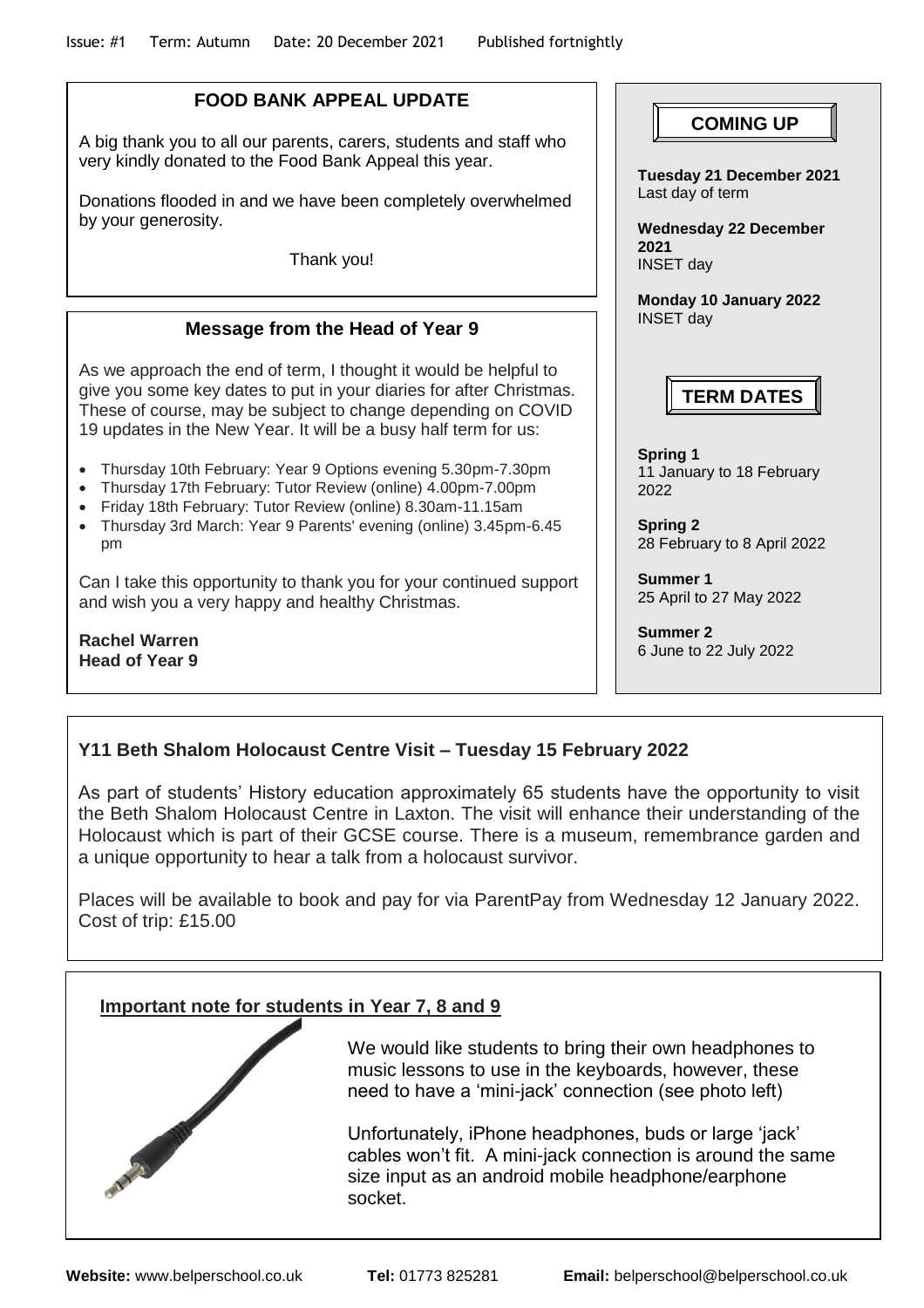Issue: #1 Term: Autumn Date: 20 December 2021 Published fortnightly

## FOOD BANK APPEAL UPDATE

A big thank you to all our parents, carers, students and staff who very kindly donated to the Food Bank Appeal this year.

Donations flooded in and we have been completely overwhelmed by your generosity.

Thank you!

## Message from the Head of Year 9

As we approach the end of term, I thought it would be helpful to give you some key dates to put in your diaries for after Christmas. These of course, may be subject to change depending on COVID 19 updates in the New Year. It will be a busy half term for us:

- Thursday 10th February: Year 9 Options evening 5.30pm-7.30pm
- Thursday 17th February: Tutor Review (online) 4.00pm-7.00pm
- Friday 18th February: Tutor Review (online) 8.30am-11.15am
- Thursday 3rd March: Year 9 Parents' evening (online) 3.45pm-6.45 pm

Can I take this opportunity to thank you for your continued support and wish you a very happy and healthy Christmas.

**Rachel Warren**
**Head of Year 9**

## COMING UP

**Tuesday 21 December 2021**
Last day of term

**Wednesday 22 December 2021**
INSET day

**Monday 10 January 2022**
INSET day

## TERM DATES

**Spring 1**
11 January to 18 February 2022

**Spring 2**
28 February to 8 April 2022

**Summer 1**
25 April to 27 May 2022

**Summer 2**
6 June to 22 July 2022

## Y11 Beth Shalom Holocaust Centre Visit – Tuesday 15 February 2022

As part of students' History education approximately 65 students have the opportunity to visit the Beth Shalom Holocaust Centre in Laxton. The visit will enhance their understanding of the Holocaust which is part of their GCSE course. There is a museum, remembrance garden and a unique opportunity to hear a talk from a holocaust survivor.

Places will be available to book and pay for via ParentPay from Wednesday 12 January 2022. Cost of trip: £15.00

## Important note for students in Year 7, 8 and 9

We would like students to bring their own headphones to music lessons to use in the keyboards, however, these need to have a 'mini-jack' connection (see photo left)

Unfortunately, iPhone headphones, buds or large 'jack' cables won't fit. A mini-jack connection is around the same size input as an android mobile headphone/earphone socket.

**Website:** www.belperschool.co.uk **Tel:** 01773 825281 **Email:** belperschool@belperschool.co.uk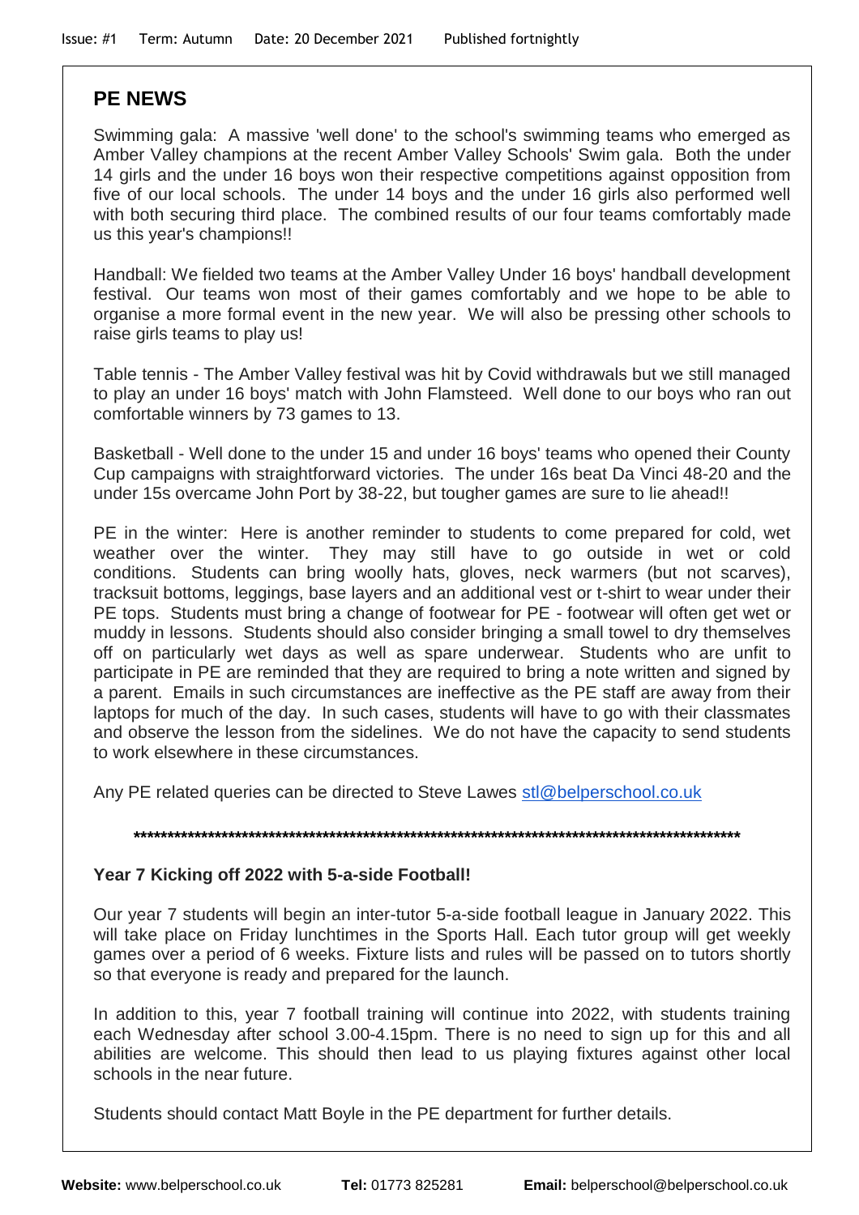## PE NEWS

Swimming gala: A massive 'well done' to the school's swimming teams who emerged as Amber Valley champions at the recent Amber Valley Schools' Swim gala. Both the under 14 girls and the under 16 boys won their respective competitions against opposition from five of our local schools. The under 14 boys and the under 16 girls also performed well with both securing third place. The combined results of our four teams comfortably made us this year's champions!!

Handball: We fielded two teams at the Amber Valley Under 16 boys' handball development festival. Our teams won most of their games comfortably and we hope to be able to organise a more formal event in the new year. We will also be pressing other schools to raise girls teams to play us!

Table tennis - The Amber Valley festival was hit by Covid withdrawals but we still managed to play an under 16 boys' match with John Flamsteed. Well done to our boys who ran out comfortable winners by 73 games to 13.

Basketball - Well done to the under 15 and under 16 boys' teams who opened their County Cup campaigns with straightforward victories. The under 16s beat Da Vinci 48-20 and the under 15s overcame John Port by 38-22, but tougher games are sure to lie ahead!!

PE in the winter: Here is another reminder to students to come prepared for cold, wet weather over the winter. They may still have to go outside in wet or cold conditions. Students can bring woolly hats, gloves, neck warmers (but not scarves), tracksuit bottoms, leggings, base layers and an additional vest or t-shirt to wear under their PE tops. Students must bring a change of footwear for PE - footwear will often get wet or muddy in lessons. Students should also consider bringing a small towel to dry themselves off on particularly wet days as well as spare underwear. Students who are unfit to participate in PE are reminded that they are required to bring a note written and signed by a parent. Emails in such circumstances are ineffective as the PE staff are away from their laptops for much of the day. In such cases, students will have to go with their classmates and observe the lesson from the sidelines. We do not have the capacity to send students to work elsewhere in these circumstances.

Any PE related queries can be directed to Steve Lawes stl@belperschool.co.uk

******************************************************************************************

### Year 7 Kicking off 2022 with 5-a-side Football!

Our year 7 students will begin an inter-tutor 5-a-side football league in January 2022. This will take place on Friday lunchtimes in the Sports Hall. Each tutor group will get weekly games over a period of 6 weeks. Fixture lists and rules will be passed on to tutors shortly so that everyone is ready and prepared for the launch.

In addition to this, year 7 football training will continue into 2022, with students training each Wednesday after school 3.00-4.15pm. There is no need to sign up for this and all abilities are welcome. This should then lead to us playing fixtures against other local schools in the near future.

Students should contact Matt Boyle in the PE department for further details.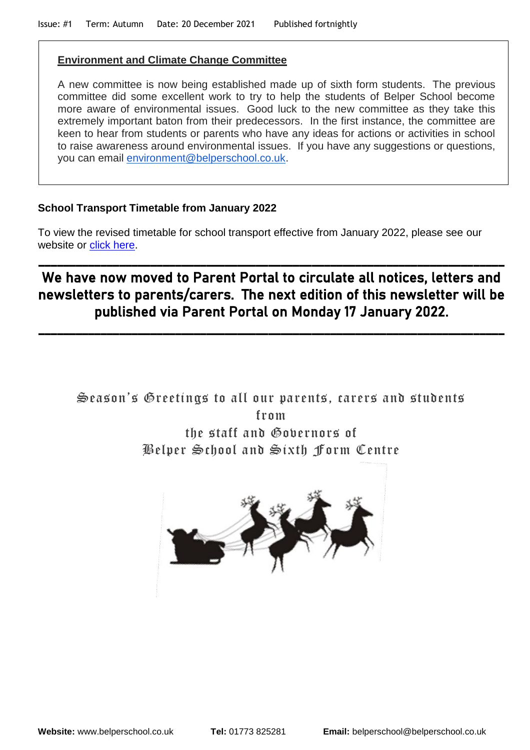Issue: #1 Term: Autumn Date: 20 December 2021 Published fortnightly

## Environment and Climate Change Committee

A new committee is now being established made up of sixth form students. The previous committee did some excellent work to try to help the students of Belper School become more aware of environmental issues. Good luck to the new committee as they take this extremely important baton from their predecessors. In the first instance, the committee are keen to hear from students or parents who have any ideas for actions or activities in school to raise awareness around environmental issues. If you have any suggestions or questions, you can email environment@belperschool.co.uk.

**School Transport Timetable from January 2022**

To view the revised timetable for school transport effective from January 2022, please see our website or click here.

---

**We have now moved to Parent Portal to circulate all notices, letters and newsletters to parents/carers. The next edition of this newsletter will be published via Parent Portal on Monday 17 January 2022.**

---

Season's Greetings to all our parents, carers and students
from
the staff and Governors of
Belper School and Sixth Form Centre

**Website:** www.belperschool.co.uk **Tel:** 01773 825281 **Email:** belperschool@belperschool.co.uk